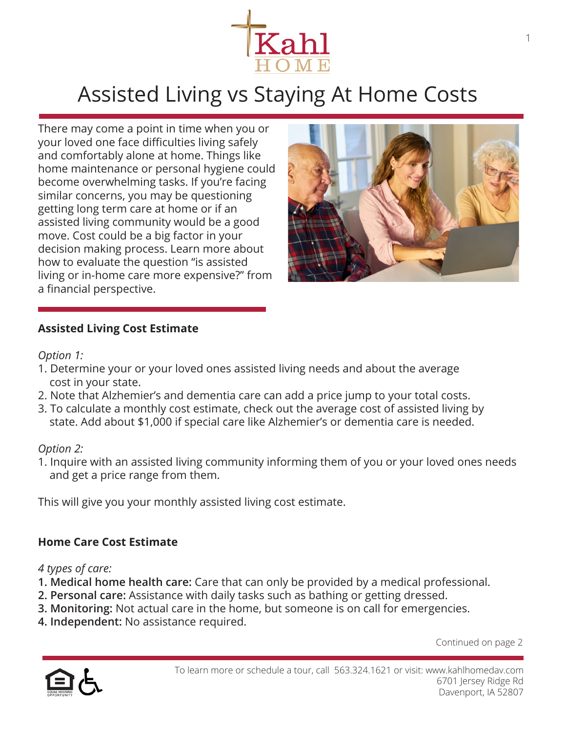# Assisted Living vs Staying At Home Costs

There may come a point in time when you or your loved one face difficulties living safely and comfortably alone at home. Things like home maintenance or personal hygiene could become overwhelming tasks. If you're facing similar concerns, you may be questioning getting long term care at home or if an assisted living community would be a good move. Cost could be a big factor in your decision making process. Learn more about how to evaluate the question "is assisted living or in-home care more expensive?" from a financial perspective.

## Assisted Living Cost Estimate

*Option 1:*

1. Determine your or your loved ones assisted living needs and about the average cost in your state.
2. Note that Alzhemier's and dementia care can add a price jump to your total costs.
3. To calculate a monthly cost estimate, check out the average cost of assisted living by state. Add about $1,000 if special care like Alzhemier's or dementia care is needed.

*Option 2:*

1. Inquire with an assisted living community informing them of you or your loved ones needs and get a price range from them.

This will give you your monthly assisted living cost estimate.

## Home Care Cost Estimate

*4 types of care:*

1. **Medical home health care:** Care that can only be provided by a medical professional.
2. **Personal care:** Assistance with daily tasks such as bathing or getting dressed.
3. **Monitoring:** Not actual care in the home, but someone is on call for emergencies.
4. **Independent:** No assistance required.

Continued on page 2

To learn more or schedule a tour, call 563.324.1621 or visit: www.kahlhomedav.com
6701 Jersey Ridge Rd
Davenport, IA 52807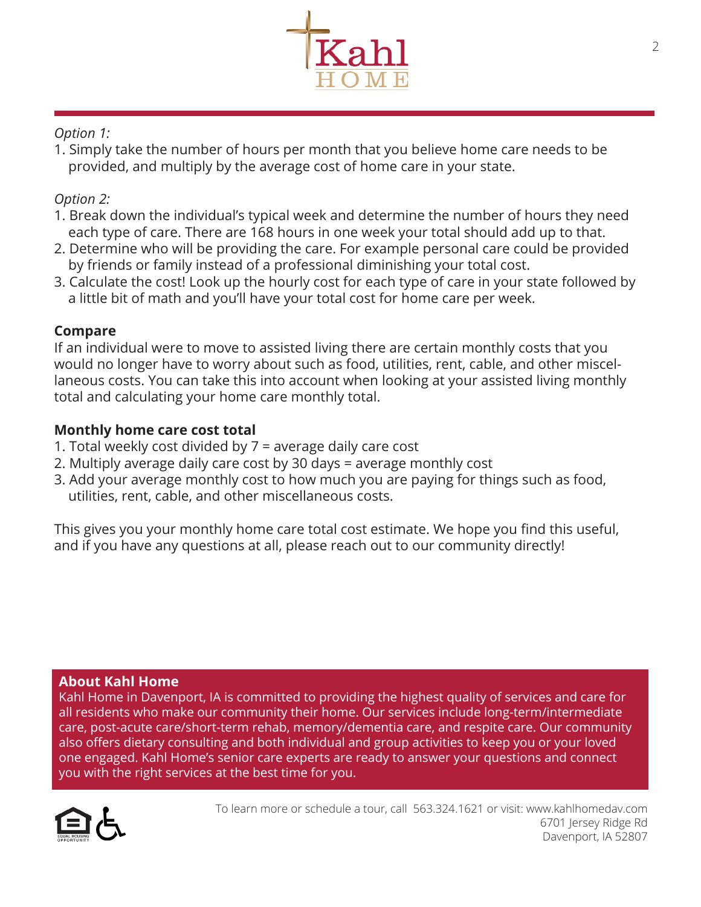*Option 1:*

1. Simply take the number of hours per month that you believe home care needs to be provided, and multiply by the average cost of home care in your state.

*Option 2:*

1. Break down the individual's typical week and determine the number of hours they need each type of care. There are 168 hours in one week your total should add up to that.
2. Determine who will be providing the care. For example personal care could be provided by friends or family instead of a professional diminishing your total cost.
3. Calculate the cost! Look up the hourly cost for each type of care in your state followed by a little bit of math and you'll have your total cost for home care per week.

**Compare**

If an individual were to move to assisted living there are certain monthly costs that you would no longer have to worry about such as food, utilities, rent, cable, and other miscellaneous costs. You can take this into account when looking at your assisted living monthly total and calculating your home care monthly total.

**Monthly home care cost total**

1. Total weekly cost divided by 7 = average daily care cost
2. Multiply average daily care cost by 30 days = average monthly cost
3. Add your average monthly cost to how much you are paying for things such as food, utilities, rent, cable, and other miscellaneous costs.

This gives you your monthly home care total cost estimate. We hope you find this useful, and if you have any questions at all, please reach out to our community directly!

**About Kahl Home**

Kahl Home in Davenport, IA is committed to providing the highest quality of services and care for all residents who make our community their home. Our services include long-term/intermediate care, post-acute care/short-term rehab, memory/dementia care, and respite care. Our community also offers dietary consulting and both individual and group activities to keep you or your loved one engaged. Kahl Home's senior care experts are ready to answer your questions and connect you with the right services at the best time for you.

To learn more or schedule a tour, call 563.324.1621 or visit: www.kahlhomedav.com
6701 Jersey Ridge Rd
Davenport, IA 52807